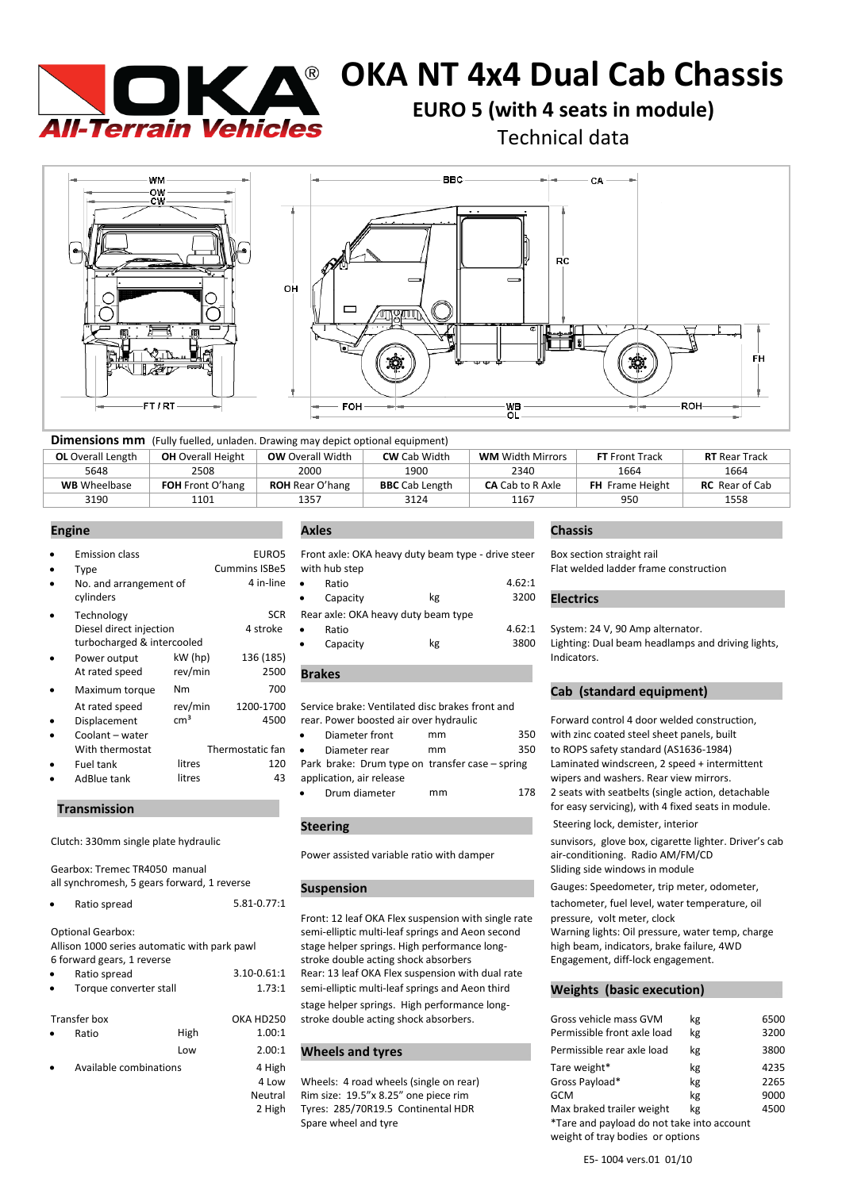# OKA NT 4x4 Dual Cab Chassis

## EURO 5 (with 4 seats in module)

Technical data

**Dimensions mm** (Fully fuelled, unladen. Drawing may depict optional equipment)

| **OL** Overall Length | **OH** Overall Height | **OW** Overall Width | **CW** Cab Width | **WM** Width Mirrors | **FT** Front Track | **RT** Rear Track |
|---|---|---|---|---|---|---|
| 5648 | 2508 | 2000 | 1900 | 2340 | 1664 | 1664 |
| **WB** Wheelbase | **FOH** Front O'hang | **ROH** Rear O'hang | **BBC** Cab Length | **CA** Cab to R Axle | **FH** Frame Height | **RC** Rear of Cab |
| 3190 | 1101 | 1357 | 3124 | 1167 | 950 | 1558 |

## Engine

- Emission class — EURO5
- Type — Cummins ISBe5
- No. and arrangement of cylinders — 4 in-line
- Technology — SCR
  Diesel direct injection — 4 stroke
  turbocharged & intercooled
- Power output — kW (hp) — 136 (185)
  At rated speed — rev/min — 2500
- Maximum torque — Nm — 700
  At rated speed — rev/min — 1200-1700
- Displacement — $cm^3$ — 4500
- Coolant – water
  With thermostat — Thermostatic fan
- Fuel tank — litres — 120
- AdBlue tank — litres — 43

## Transmission

Clutch: 330mm single plate hydraulic

Gearbox: Tremec TR4050 manual
all synchromesh, 5 gears forward, 1 reverse

- Ratio spread — 5.81-0.77:1

Optional Gearbox:
Allison 1000 series automatic with park pawl
6 forward gears, 1 reverse

- Ratio spread — 3.10-0.61:1
- Torque converter stall — 1.73:1

Transfer box — OKA HD250

- Ratio — High — 1.00:1
  Low — 2.00:1
- Available combinations — 4 High, 4 Low, Neutral, 2 High

## Axles

Front axle: OKA heavy duty beam type - drive steer with hub step

- Ratio — 4.62:1
- Capacity — kg — 3200

Rear axle: OKA heavy duty beam type

- Ratio — 4.62:1
- Capacity — kg — 3800

## Brakes

Service brake: Ventilated disc brakes front and rear. Power boosted air over hydraulic

- Diameter front — mm — 350
- Diameter rear — mm — 350

Park brake: Drum type on transfer case – spring application, air release

- Drum diameter — mm — 178

## Steering

Power assisted variable ratio with damper

## Suspension

Front: 12 leaf OKA Flex suspension with single rate semi-elliptic multi-leaf springs and Aeon second stage helper springs. High performance long-stroke double acting shock absorbers
Rear: 13 leaf OKA Flex suspension with dual rate semi-elliptic multi-leaf springs and Aeon third stage helper springs. High performance long-stroke double acting shock absorbers.

## Wheels and tyres

Wheels: 4 road wheels (single on rear)
Rim size: 19.5"x 8.25" one piece rim
Tyres: 285/70R19.5 Continental HDR
Spare wheel and tyre

## Chassis

Box section straight rail
Flat welded ladder frame construction

## Electrics

System: 24 V, 90 Amp alternator.
Lighting: Dual beam headlamps and driving lights, Indicators.

## Cab (standard equipment)

Forward control 4 door welded construction, with zinc coated steel sheet panels, built to ROPS safety standard (AS1636-1984)
Laminated windscreen, 2 speed + intermittent wipers and washers. Rear view mirrors.
2 seats with seatbelts (single action, detachable for easy servicing), with 4 fixed seats in module.
Steering lock, demister, interior sunvisors, glove box, cigarette lighter. Driver's cab air-conditioning. Radio AM/FM/CD
Sliding side windows in module
Gauges: Speedometer, trip meter, odometer, tachometer, fuel level, water temperature, oil pressure, volt meter, clock
Warning lights: Oil pressure, water temp, charge high beam, indicators, brake failure, 4WD Engagement, diff-lock engagement.

## Weights (basic execution)

| | | |
|---|---|---|
| Gross vehicle mass GVM | kg | 6500 |
| Permissible front axle load | kg | 3200 |
| Permissible rear axle load | kg | 3800 |
| Tare weight* | kg | 4235 |
| Gross Payload* | kg | 2265 |
| GCM | kg | 9000 |
| Max braked trailer weight | kg | 4500 |

*Tare and payload do not take into account weight of tray bodies or options

E5- 1004 vers.01 01/10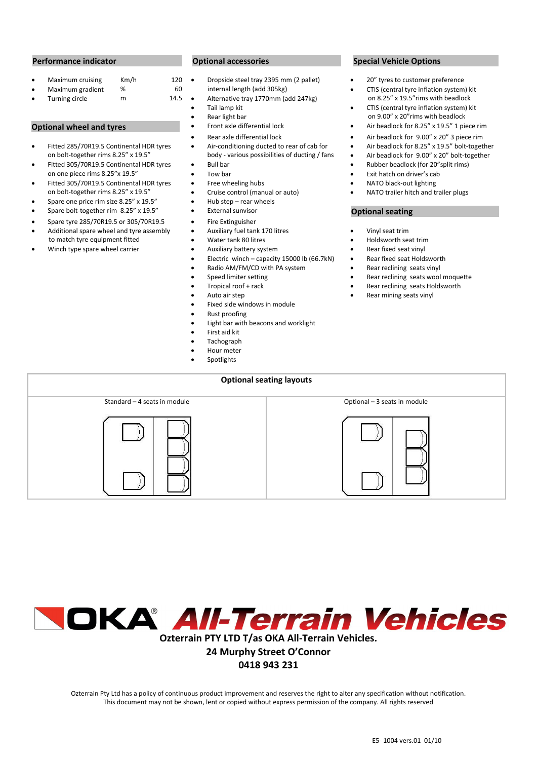## Performance indicator

| | | |
|---|---|---|
| Maximum cruising | Km/h | 120 |
| Maximum gradient | % | 60 |
| Turning circle | m | 14.5 |

## Optional wheel and tyres

- Fitted 285/70R19.5 Continental HDR tyres on bolt-together rims 8.25" x 19.5"
- Fitted 305/70R19.5 Continental HDR tyres on one piece rims 8.25"x 19.5"
- Fitted 305/70R19.5 Continental HDR tyres on bolt-together rims 8.25" x 19.5"
- Spare one price rim size 8.25" x 19.5"
- Spare bolt-together rim 8.25" x 19.5"
- Spare tyre 285/70R19.5 or 305/70R19.5
- Additional spare wheel and tyre assembly to match tyre equipment fitted
- Winch type spare wheel carrier

## Optional accessories

- Dropside steel tray 2395 mm (2 pallet) internal length (add 305kg)
- Alternative tray 1770mm (add 247kg)
- Tail lamp kit
- Rear light bar
- Front axle differential lock
- Rear axle differential lock
- Air-conditioning ducted to rear of cab for body - various possibilities of ducting / fans
- Bull bar
- Tow bar
- Free wheeling hubs
- Cruise control (manual or auto)
- Hub step – rear wheels
- External sunvisor
- Fire Extinguisher
- Auxiliary fuel tank 170 litres
- Water tank 80 litres
- Auxiliary battery system
- Electric winch – capacity 15000 lb (66.7kN)
- Radio AM/FM/CD with PA system
- Speed limiter setting
- Tropical roof + rack
- Auto air step
- Fixed side windows in module
- Rust proofing
- Light bar with beacons and worklight
- First aid kit
- Tachograph
- Hour meter
- Spotlights

## Special Vehicle Options

- 20" tyres to customer preference
- CTIS (central tyre inflation system) kit on 8.25" x 19.5"rims with beadlock
- CTIS (central tyre inflation system) kit on 9.00" x 20"rims with beadlock
- Air beadlock for 8.25" x 19.5" 1 piece rim
- Air beadlock for 9.00" x 20" 3 piece rim
- Air beadlock for 8.25" x 19.5" bolt-together
- Air beadlock for 9.00" x 20" bolt-together
- Rubber beadlock (for 20"split rims)
- Exit hatch on driver's cab
- NATO black-out lighting
- NATO trailer hitch and trailer plugs

## Optional seating

- Vinyl seat trim
- Holdsworth seat trim
- Rear fixed seat vinyl
- Rear fixed seat Holdsworth
- Rear reclining seats vinyl
- Rear reclining seats wool moquette
- Rear reclining seats Holdsworth
- Rear mining seats vinyl

## Optional seating layouts

| Standard – 4 seats in module | Optional – 3 seats in module |
|---|---|

**OKA® All-Terrain Vehicles**

**Ozterrain PTY LTD T/as OKA All-Terrain Vehicles.**
**24 Murphy Street O'Connor**
**0418 943 231**

Ozterrain Pty Ltd has a policy of continuous product improvement and reserves the right to alter any specification without notification.
This document may not be shown, lent or copied without express permission of the company. All rights reserved

E5- 1004 vers.01 01/10